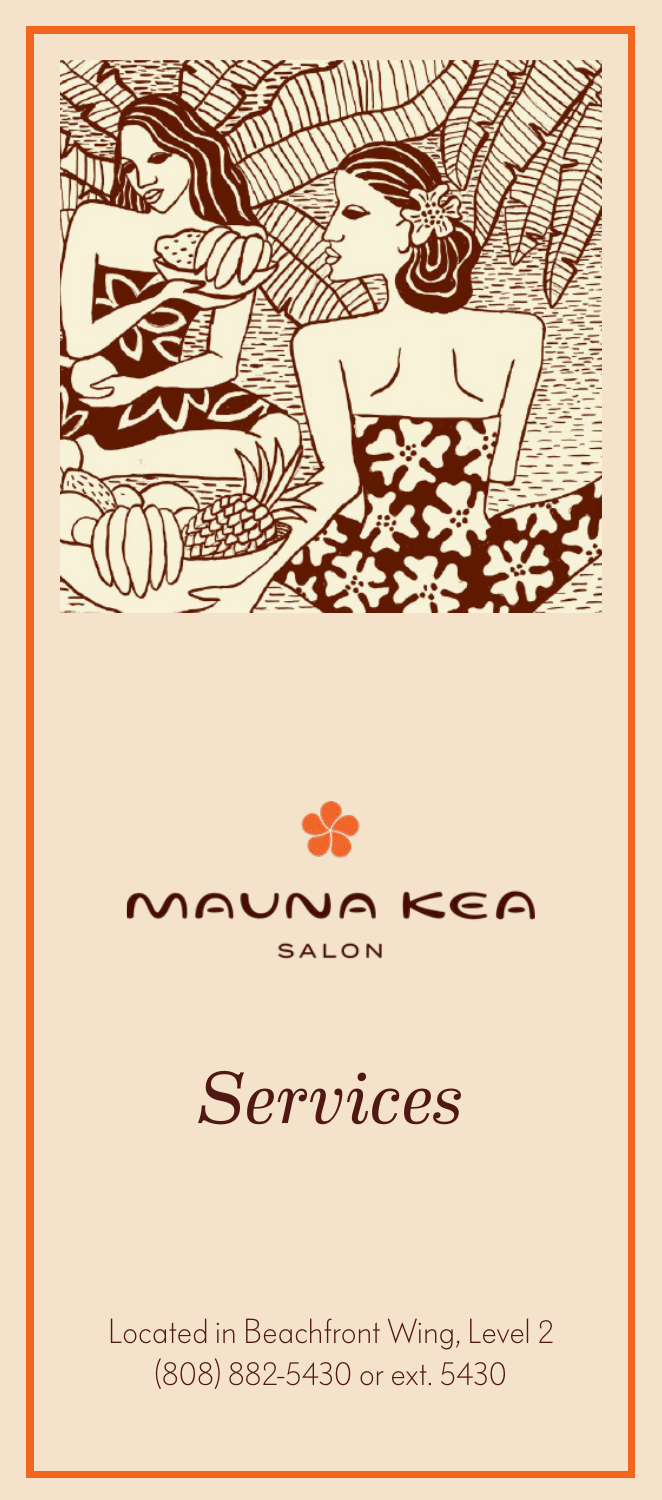# MAUNA KEA

SALON

## *Services*

Located in Beachfront Wing, Level 2
(808) 882-5430 or ext. 5430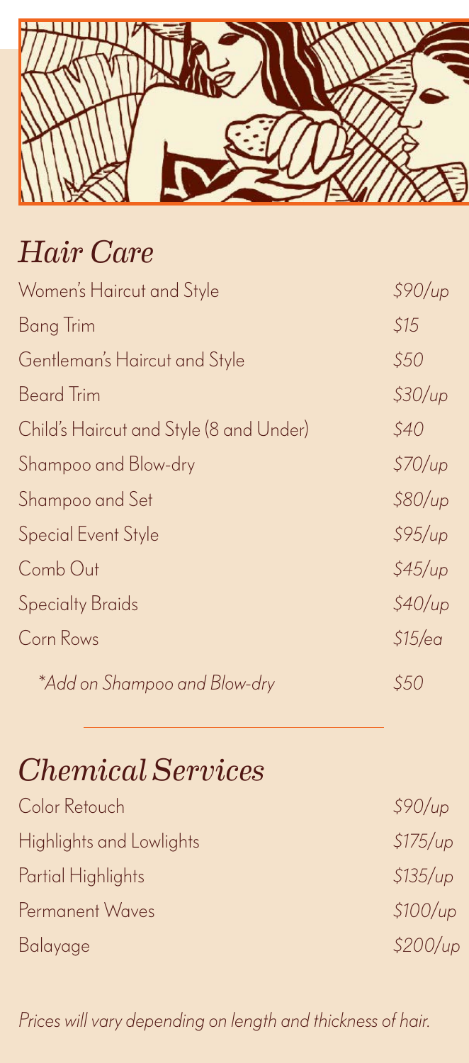## *Hair Care*

| | |
|---|---|
| Women's Haircut and Style | *$90/up* |
| Bang Trim | *$15* |
| Gentleman's Haircut and Style | *$50* |
| Beard Trim | *$30/up* |
| Child's Haircut and Style (8 and Under) | *$40* |
| Shampoo and Blow-dry | *$70/up* |
| Shampoo and Set | *$80/up* |
| Special Event Style | *$95/up* |
| Comb Out | *$45/up* |
| Specialty Braids | *$40/up* |
| Corn Rows | *$15/ea* |
| *\*Add on Shampoo and Blow-dry* | *$50* |

## *Chemical Services*

| | |
|---|---|
| Color Retouch | *$90/up* |
| Highlights and Lowlights | *$175/up* |
| Partial Highlights | *$135/up* |
| Permanent Waves | *$100/up* |
| Balayage | *$200/up* |

*Prices will vary depending on length and thickness of hair.*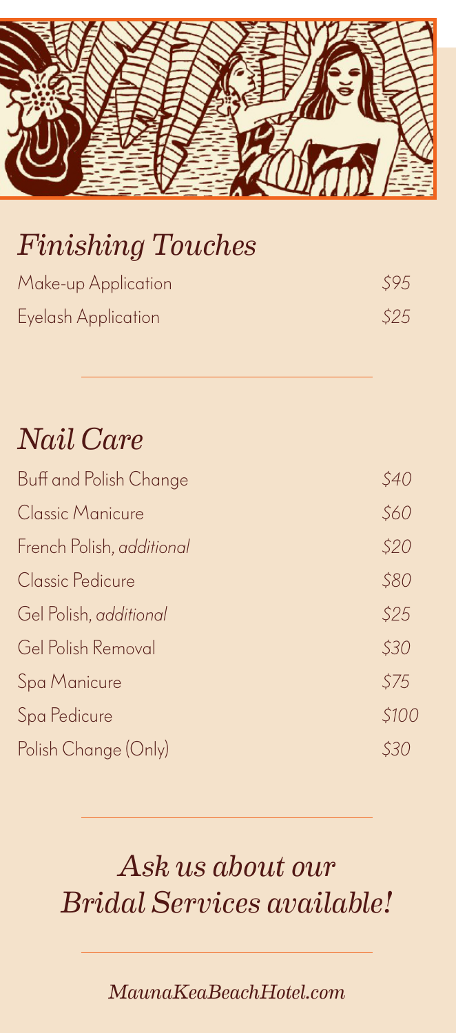## *Finishing Touches*

| | |
|---|---|
| Make-up Application | *$95* |
| Eyelash Application | *$25* |

---

## *Nail Care*

| | |
|---|---|
| Buff and Polish Change | *$40* |
| Classic Manicure | *$60* |
| French Polish, *additional* | *$20* |
| Classic Pedicure | *$80* |
| Gel Polish, *additional* | *$25* |
| Gel Polish Removal | *$30* |
| Spa Manicure | *$75* |
| Spa Pedicure | *$100* |
| Polish Change (Only) | *$30* |

---

## *Ask us about our Bridal Services available!*

---

*MaunaKeaBeachHotel.com*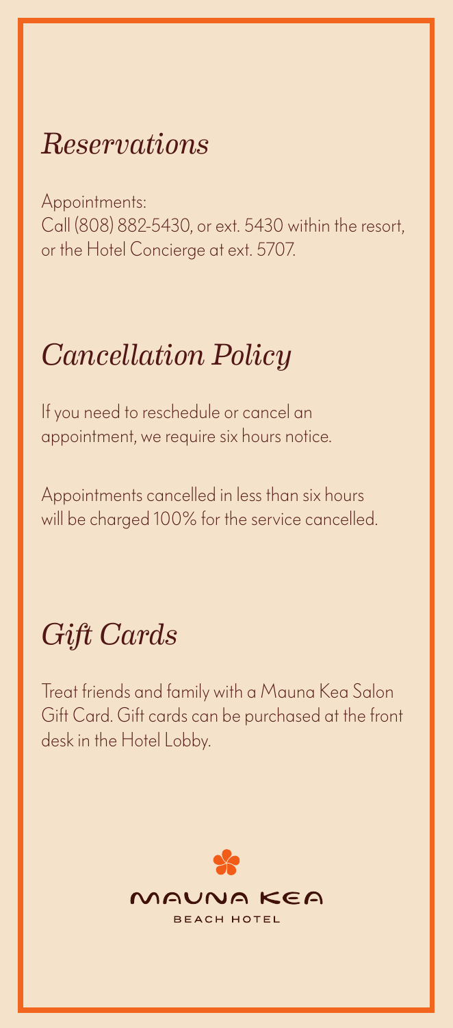## *Reservations*

Appointments:
Call (808) 882-5430, or ext. 5430 within the resort, or the Hotel Concierge at ext. 5707.

## *Cancellation Policy*

If you need to reschedule or cancel an appointment, we require six hours notice.

Appointments cancelled in less than six hours will be charged 100% for the service cancelled.

## *Gift Cards*

Treat friends and family with a Mauna Kea Salon Gift Card. Gift cards can be purchased at the front desk in the Hotel Lobby.

MAUNA KEA
BEACH HOTEL